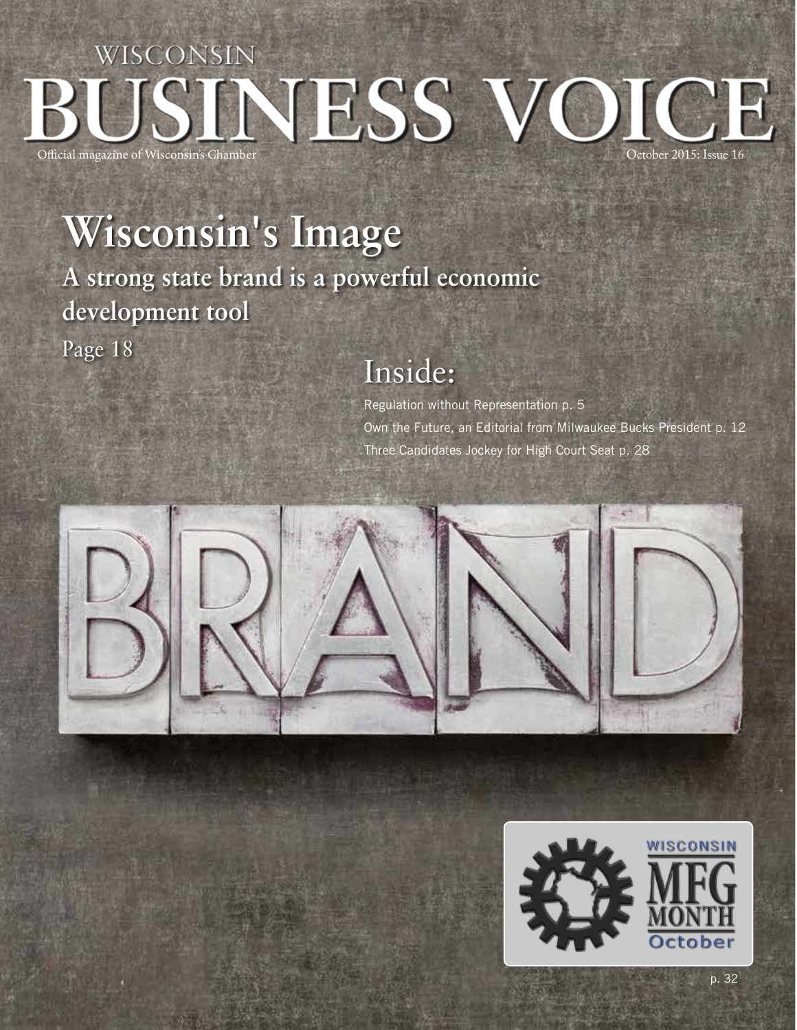# WISCONSIN BUSINESS VOICE

Official magazine of Wisconsin's Chamber

October 2015: Issue 16

## Wisconsin's Image

### A strong state brand is a powerful economic development tool

Page 18

## Inside:

Regulation without Representation p. 5

Own the Future, an Editorial from Milwaukee Bucks President p. 12

Three Candidates Jockey for High Court Seat p. 28

BRAND

WISCONSIN MFG MONTH October

p. 32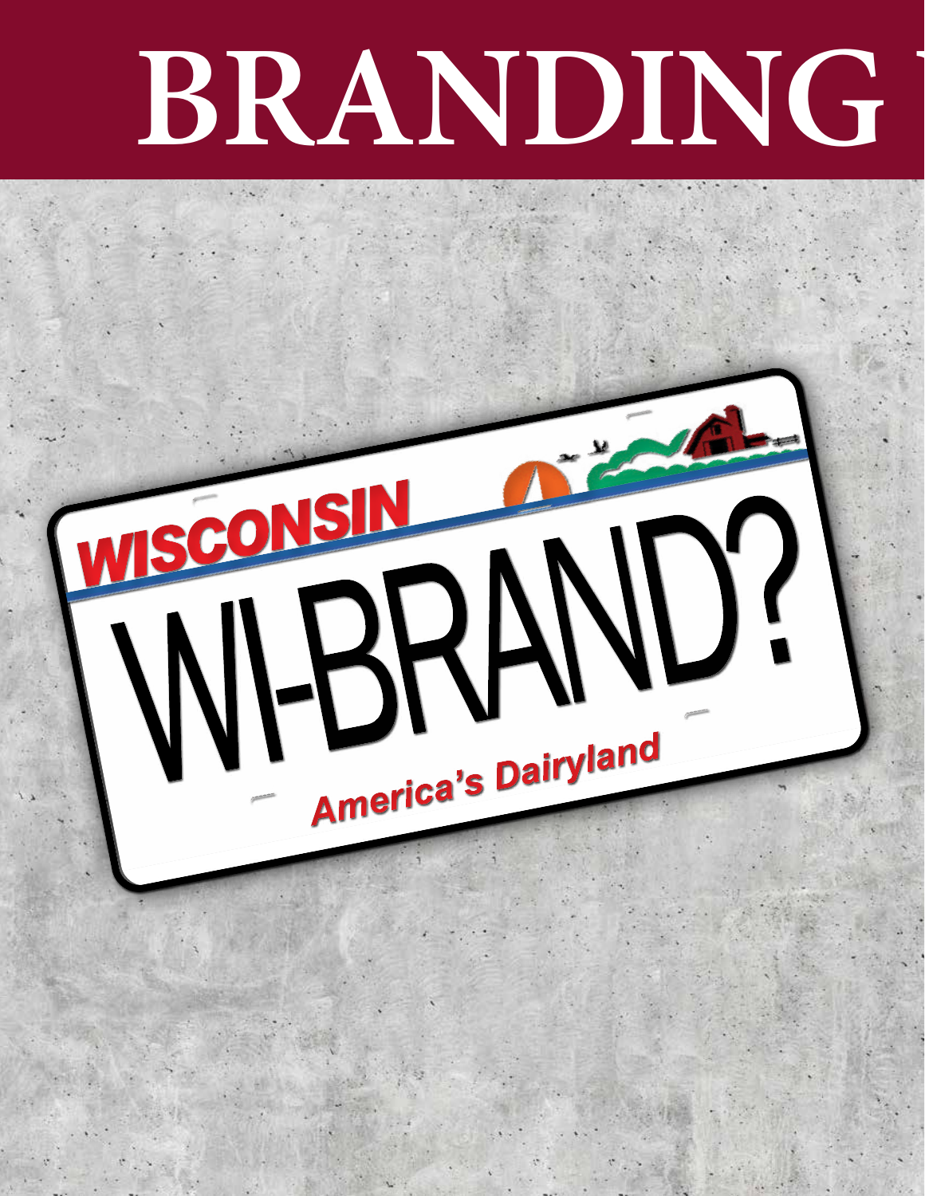# BRANDING

WISCONSIN

WI-BRAND?

America's Dairyland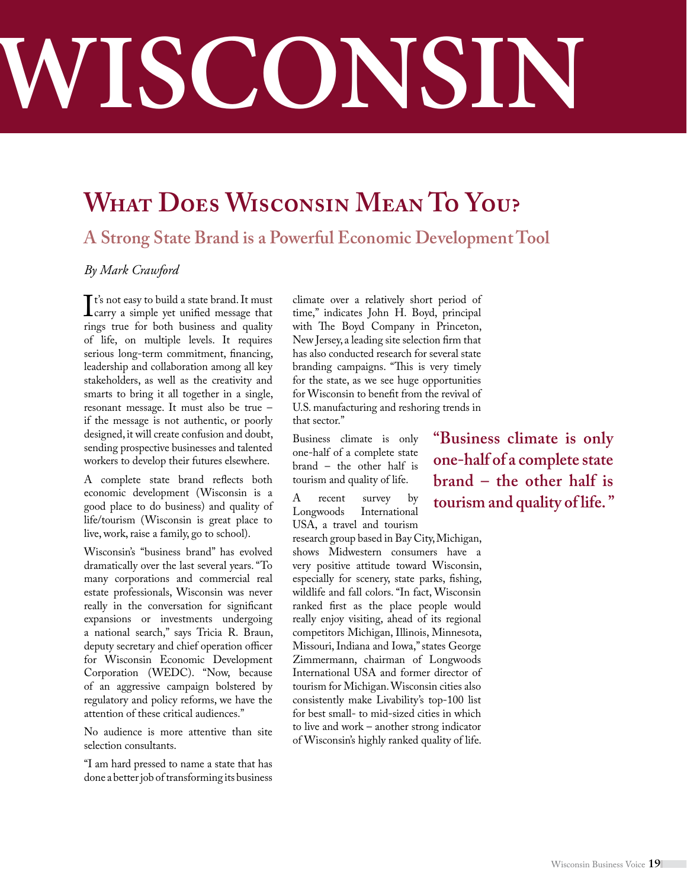# WISCONSIN

## What Does Wisconsin Mean To You?

### A Strong State Brand is a Powerful Economic Development Tool

*By Mark Crawford*

It's not easy to build a state brand. It must carry a simple yet unified message that rings true for both business and quality of life, on multiple levels. It requires serious long-term commitment, financing, leadership and collaboration among all key stakeholders, as well as the creativity and smarts to bring it all together in a single, resonant message. It must also be true – if the message is not authentic, or poorly designed, it will create confusion and doubt, sending prospective businesses and talented workers to develop their futures elsewhere.

A complete state brand reflects both economic development (Wisconsin is a good place to do business) and quality of life/tourism (Wisconsin is great place to live, work, raise a family, go to school).

Wisconsin's "business brand" has evolved dramatically over the last several years. "To many corporations and commercial real estate professionals, Wisconsin was never really in the conversation for significant expansions or investments undergoing a national search," says Tricia R. Braun, deputy secretary and chief operation officer for Wisconsin Economic Development Corporation (WEDC). "Now, because of an aggressive campaign bolstered by regulatory and policy reforms, we have the attention of these critical audiences."

No audience is more attentive than site selection consultants.

"I am hard pressed to name a state that has done a better job of transforming its business climate over a relatively short period of time," indicates John H. Boyd, principal with The Boyd Company in Princeton, New Jersey, a leading site selection firm that has also conducted research for several state branding campaigns. "This is very timely for the state, as we see huge opportunities for Wisconsin to benefit from the revival of U.S. manufacturing and reshoring trends in that sector."

Business climate is only one-half of a complete state brand – the other half is tourism and quality of life.

**"Business climate is only one-half of a complete state brand – the other half is tourism and quality of life."**

A recent survey by Longwoods International USA, a travel and tourism research group based in Bay City, Michigan, shows Midwestern consumers have a very positive attitude toward Wisconsin, especially for scenery, state parks, fishing, wildlife and fall colors. "In fact, Wisconsin ranked first as the place people would really enjoy visiting, ahead of its regional competitors Michigan, Illinois, Minnesota, Missouri, Indiana and Iowa," states George Zimmermann, chairman of Longwoods International USA and former director of tourism for Michigan. Wisconsin cities also consistently make Livability's top-100 list for best small- to mid-sized cities in which to live and work – another strong indicator of Wisconsin's highly ranked quality of life.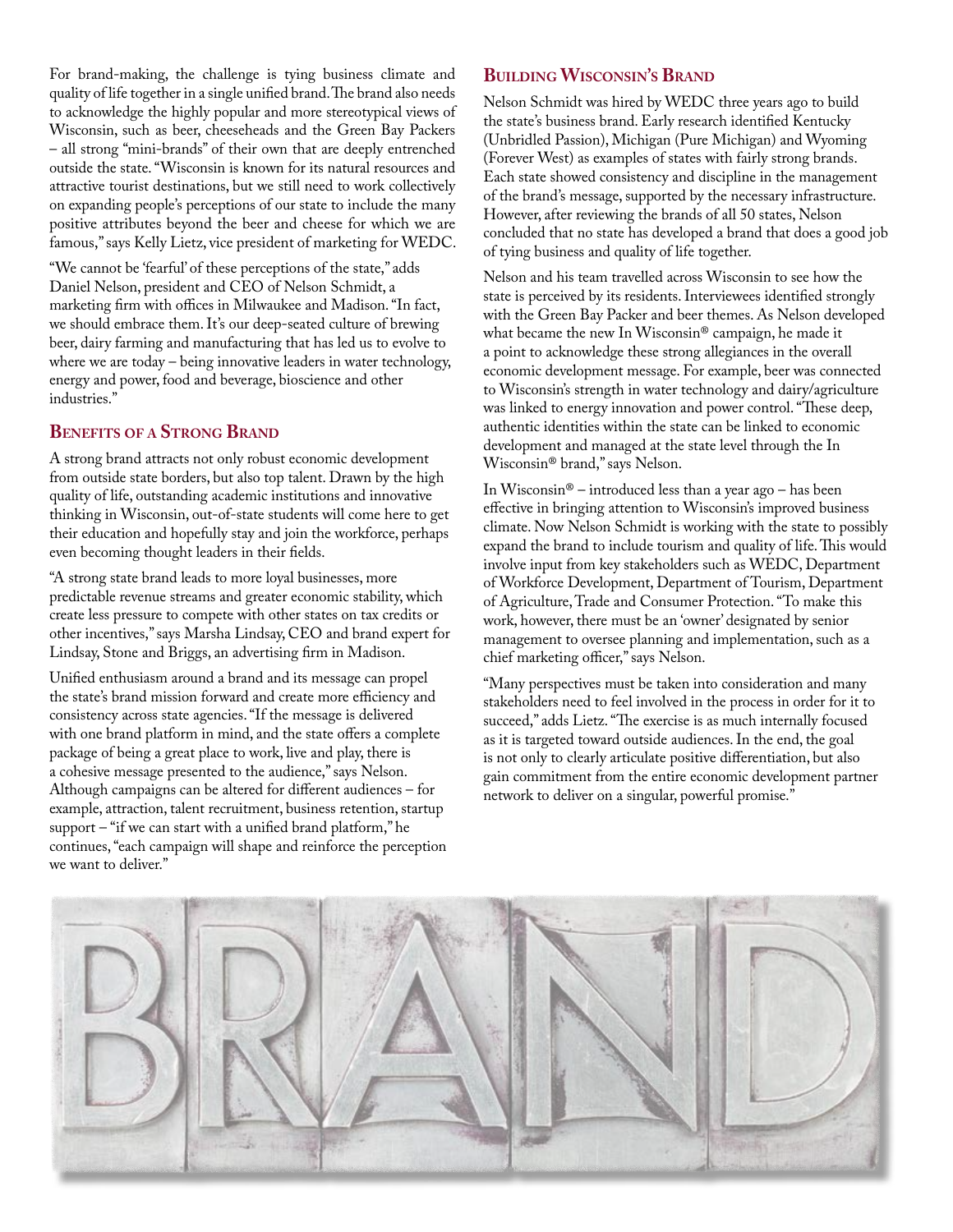For brand-making, the challenge is tying business climate and quality of life together in a single unified brand. The brand also needs to acknowledge the highly popular and more stereotypical views of Wisconsin, such as beer, cheeseheads and the Green Bay Packers – all strong "mini-brands" of their own that are deeply entrenched outside the state. "Wisconsin is known for its natural resources and attractive tourist destinations, but we still need to work collectively on expanding people's perceptions of our state to include the many positive attributes beyond the beer and cheese for which we are famous," says Kelly Lietz, vice president of marketing for WEDC.

"We cannot be 'fearful' of these perceptions of the state," adds Daniel Nelson, president and CEO of Nelson Schmidt, a marketing firm with offices in Milwaukee and Madison. "In fact, we should embrace them. It's our deep-seated culture of brewing beer, dairy farming and manufacturing that has led us to evolve to where we are today – being innovative leaders in water technology, energy and power, food and beverage, bioscience and other industries."

## Benefits of a Strong Brand

A strong brand attracts not only robust economic development from outside state borders, but also top talent. Drawn by the high quality of life, outstanding academic institutions and innovative thinking in Wisconsin, out-of-state students will come here to get their education and hopefully stay and join the workforce, perhaps even becoming thought leaders in their fields.

"A strong state brand leads to more loyal businesses, more predictable revenue streams and greater economic stability, which create less pressure to compete with other states on tax credits or other incentives," says Marsha Lindsay, CEO and brand expert for Lindsay, Stone and Briggs, an advertising firm in Madison.

Unified enthusiasm around a brand and its message can propel the state's brand mission forward and create more efficiency and consistency across state agencies. "If the message is delivered with one brand platform in mind, and the state offers a complete package of being a great place to work, live and play, there is a cohesive message presented to the audience," says Nelson. Although campaigns can be altered for different audiences – for example, attraction, talent recruitment, business retention, startup support – "if we can start with a unified brand platform," he continues, "each campaign will shape and reinforce the perception we want to deliver."

## Building Wisconsin's Brand

Nelson Schmidt was hired by WEDC three years ago to build the state's business brand. Early research identified Kentucky (Unbridled Passion), Michigan (Pure Michigan) and Wyoming (Forever West) as examples of states with fairly strong brands. Each state showed consistency and discipline in the management of the brand's message, supported by the necessary infrastructure. However, after reviewing the brands of all 50 states, Nelson concluded that no state has developed a brand that does a good job of tying business and quality of life together.

Nelson and his team travelled across Wisconsin to see how the state is perceived by its residents. Interviewees identified strongly with the Green Bay Packer and beer themes. As Nelson developed what became the new In Wisconsin® campaign, he made it a point to acknowledge these strong allegiances in the overall economic development message. For example, beer was connected to Wisconsin's strength in water technology and dairy/agriculture was linked to energy innovation and power control. "These deep, authentic identities within the state can be linked to economic development and managed at the state level through the In Wisconsin® brand," says Nelson.

In Wisconsin® – introduced less than a year ago – has been effective in bringing attention to Wisconsin's improved business climate. Now Nelson Schmidt is working with the state to possibly expand the brand to include tourism and quality of life. This would involve input from key stakeholders such as WEDC, Department of Workforce Development, Department of Tourism, Department of Agriculture, Trade and Consumer Protection. "To make this work, however, there must be an 'owner' designated by senior management to oversee planning and implementation, such as a chief marketing officer," says Nelson.

"Many perspectives must be taken into consideration and many stakeholders need to feel involved in the process in order for it to succeed," adds Lietz. "The exercise is as much internally focused as it is targeted toward outside audiences. In the end, the goal is not only to clearly articulate positive differentiation, but also gain commitment from the entire economic development partner network to deliver on a singular, powerful promise."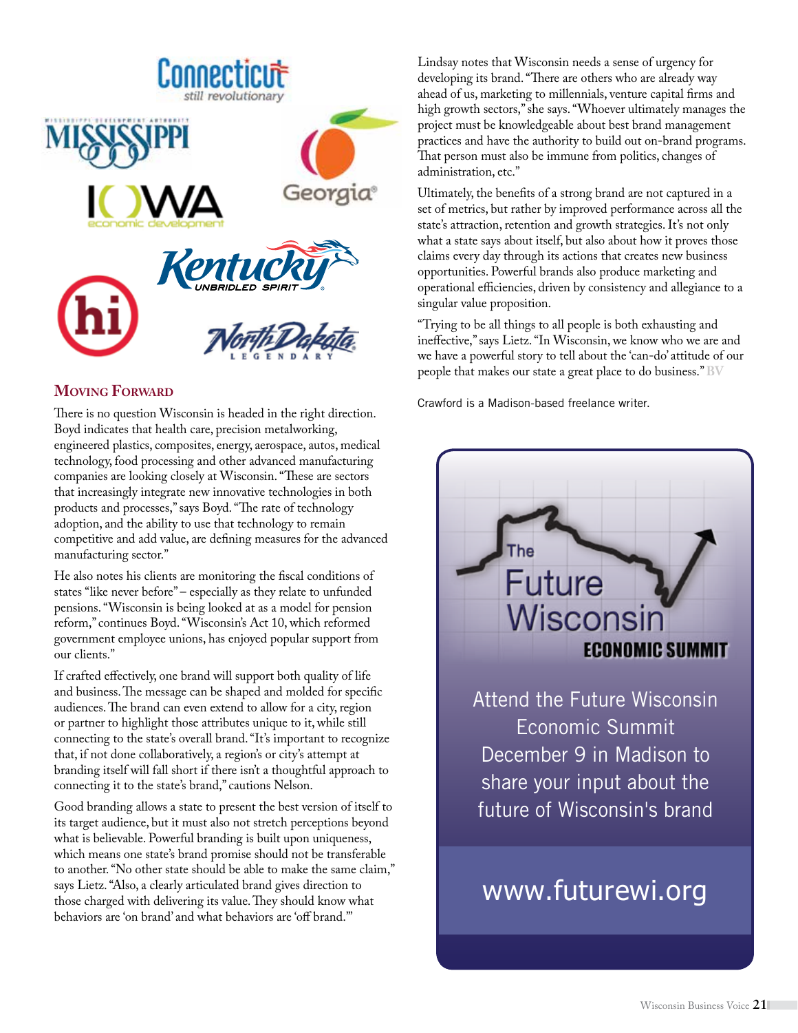Connecticut still revolutionary

Mississippi

Georgia

Iowa economic development

Kentucky Unbridled Spirit

hi

North Dakota Legendary

## Moving Forward

There is no question Wisconsin is headed in the right direction. Boyd indicates that health care, precision metalworking, engineered plastics, composites, energy, aerospace, autos, medical technology, food processing and other advanced manufacturing companies are looking closely at Wisconsin. "These are sectors that increasingly integrate new innovative technologies in both products and processes," says Boyd. "The rate of technology adoption, and the ability to use that technology to remain competitive and add value, are defining measures for the advanced manufacturing sector."

He also notes his clients are monitoring the fiscal conditions of states "like never before" – especially as they relate to unfunded pensions. "Wisconsin is being looked at as a model for pension reform," continues Boyd. "Wisconsin's Act 10, which reformed government employee unions, has enjoyed popular support from our clients."

If crafted effectively, one brand will support both quality of life and business. The message can be shaped and molded for specific audiences. The brand can even extend to allow for a city, region or partner to highlight those attributes unique to it, while still connecting to the state's overall brand. "It's important to recognize that, if not done collaboratively, a region's or city's attempt at branding itself will fall short if there isn't a thoughtful approach to connecting it to the state's brand," cautions Nelson.

Good branding allows a state to present the best version of itself to its target audience, but it must also not stretch perceptions beyond what is believable. Powerful branding is built upon uniqueness, which means one state's brand promise should not be transferable to another. "No other state should be able to make the same claim," says Lietz. "Also, a clearly articulated brand gives direction to those charged with delivering its value. They should know what behaviors are 'on brand' and what behaviors are 'off brand.'"

Lindsay notes that Wisconsin needs a sense of urgency for developing its brand. "There are others who are already way ahead of us, marketing to millennials, venture capital firms and high growth sectors," she says. "Whoever ultimately manages the project must be knowledgeable about best brand management practices and have the authority to build out on-brand programs. That person must also be immune from politics, changes of administration, etc."

Ultimately, the benefits of a strong brand are not captured in a set of metrics, but rather by improved performance across all the state's attraction, retention and growth strategies. It's not only what a state says about itself, but also about how it proves those claims every day through its actions that creates new business opportunities. Powerful brands also produce marketing and operational efficiencies, driven by consistency and allegiance to a singular value proposition.

"Trying to be all things to all people is both exhausting and ineffective," says Lietz. "In Wisconsin, we know who we are and we have a powerful story to tell about the 'can-do' attitude of our people that makes our state a great place to do business." BV

Crawford is a Madison-based freelance writer.

The Future Wisconsin
ECONOMIC SUMMIT

Attend the Future Wisconsin Economic Summit December 9 in Madison to share your input about the future of Wisconsin's brand

www.futurewi.org